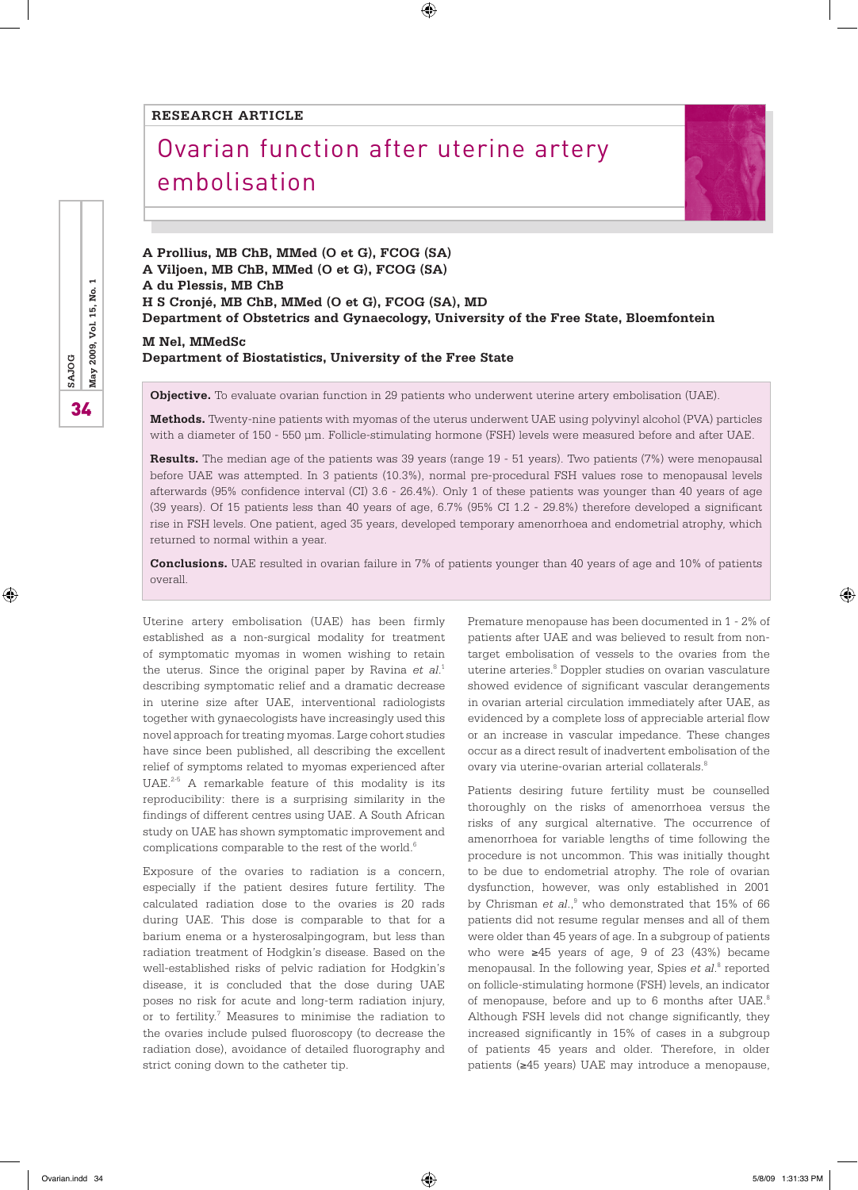RESEARCH ARTICLE

# Ovarian function after uterine artery embolisation

**A Prollius, MB ChB, MMed (O et G), FCOG (SA)**
**A Viljoen, MB ChB, MMed (O et G), FCOG (SA)**
**A du Plessis, MB ChB**
**H S Cronjé, MB ChB, MMed (O et G), FCOG (SA), MD**
**Department of Obstetrics and Gynaecology, University of the Free State, Bloemfontein**

**M Nel, MMedSc**
**Department of Biostatistics, University of the Free State**

**Objective.** To evaluate ovarian function in 29 patients who underwent uterine artery embolisation (UAE).

**Methods.** Twenty-nine patients with myomas of the uterus underwent UAE using polyvinyl alcohol (PVA) particles with a diameter of 150 - 550 µm. Follicle-stimulating hormone (FSH) levels were measured before and after UAE.

**Results.** The median age of the patients was 39 years (range 19 - 51 years). Two patients (7%) were menopausal before UAE was attempted. In 3 patients (10.3%), normal pre-procedural FSH values rose to menopausal levels afterwards (95% confidence interval (CI) 3.6 - 26.4%). Only 1 of these patients was younger than 40 years of age (39 years). Of 15 patients less than 40 years of age, 6.7% (95% CI 1.2 - 29.8%) therefore developed a significant rise in FSH levels. One patient, aged 35 years, developed temporary amenorrhoea and endometrial atrophy, which returned to normal within a year.

**Conclusions.** UAE resulted in ovarian failure in 7% of patients younger than 40 years of age and 10% of patients overall.

Uterine artery embolisation (UAE) has been firmly established as a non-surgical modality for treatment of symptomatic myomas in women wishing to retain the uterus. Since the original paper by Ravina *et al.*[1] describing symptomatic relief and a dramatic decrease in uterine size after UAE, interventional radiologists together with gynaecologists have increasingly used this novel approach for treating myomas. Large cohort studies have since been published, all describing the excellent relief of symptoms related to myomas experienced after UAE.[2-5] A remarkable feature of this modality is its reproducibility: there is a surprising similarity in the findings of different centres using UAE. A South African study on UAE has shown symptomatic improvement and complications comparable to the rest of the world.[6]

Exposure of the ovaries to radiation is a concern, especially if the patient desires future fertility. The calculated radiation dose to the ovaries is 20 rads during UAE. This dose is comparable to that for a barium enema or a hysterosalpingogram, but less than radiation treatment of Hodgkin's disease. Based on the well-established risks of pelvic radiation for Hodgkin's disease, it is concluded that the dose during UAE poses no risk for acute and long-term radiation injury, or to fertility.[7] Measures to minimise the radiation to the ovaries include pulsed fluoroscopy (to decrease the radiation dose), avoidance of detailed fluorography and strict coning down to the catheter tip.

Premature menopause has been documented in 1 - 2% of patients after UAE and was believed to result from non-target embolisation of vessels to the ovaries from the uterine arteries.[8] Doppler studies on ovarian vasculature showed evidence of significant vascular derangements in ovarian arterial circulation immediately after UAE, as evidenced by a complete loss of appreciable arterial flow or an increase in vascular impedance. These changes occur as a direct result of inadvertent embolisation of the ovary via uterine-ovarian arterial collaterals.[8]

Patients desiring future fertility must be counselled thoroughly on the risks of amenorrhoea versus the risks of any surgical alternative. The occurrence of amenorrhoea for variable lengths of time following the procedure is not uncommon. This was initially thought to be due to endometrial atrophy. The role of ovarian dysfunction, however, was only established in 2001 by Chrisman *et al.*,[9] who demonstrated that 15% of 66 patients did not resume regular menses and all of them were older than 45 years of age. In a subgroup of patients who were ≥45 years of age, 9 of 23 (43%) became menopausal. In the following year, Spies *et al.*[8] reported on follicle-stimulating hormone (FSH) levels, an indicator of menopause, before and up to 6 months after UAE.[8] Although FSH levels did not change significantly, they increased significantly in 15% of cases in a subgroup of patients 45 years and older. Therefore, in older patients (≥45 years) UAE may introduce a menopause,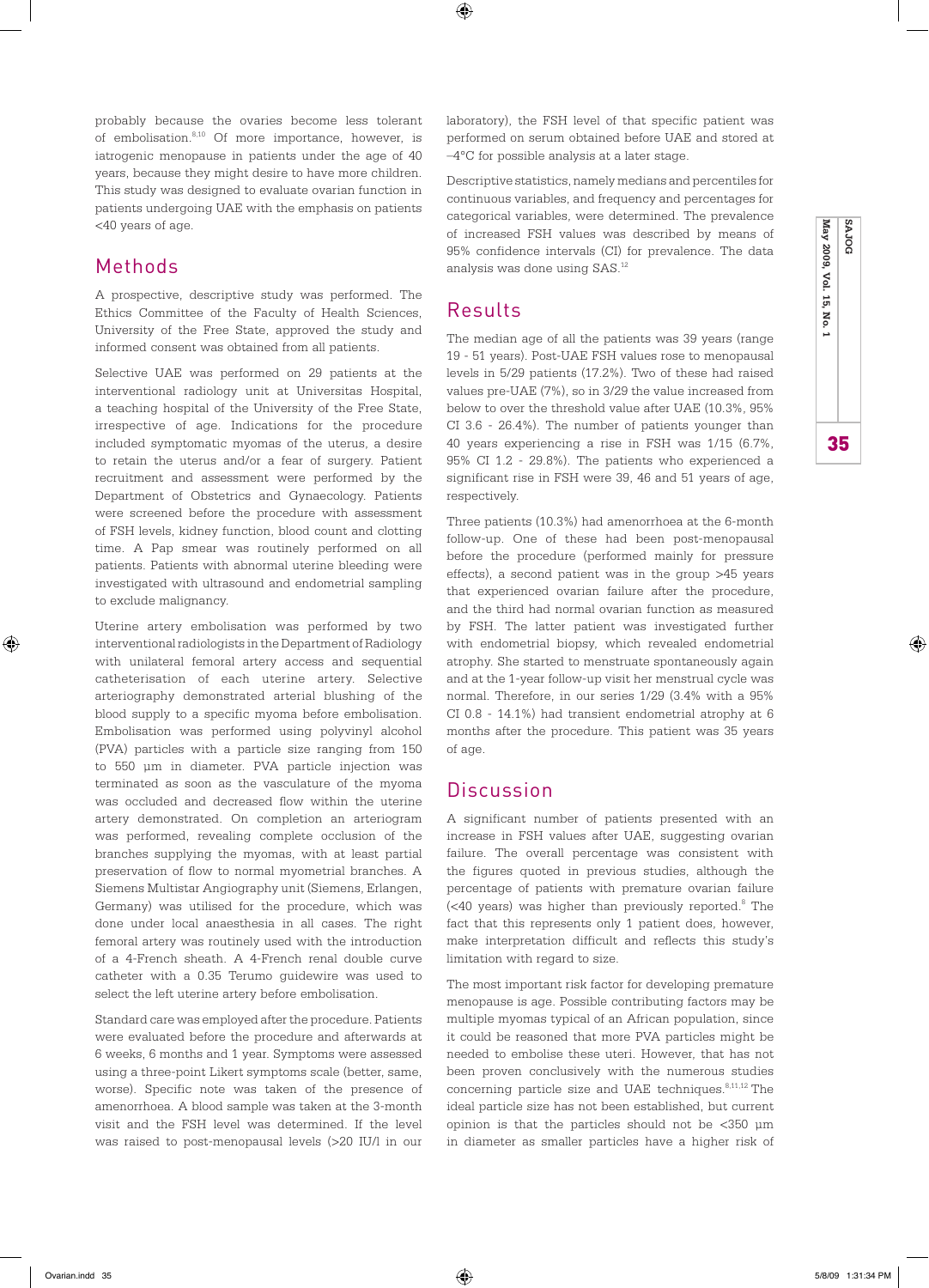probably because the ovaries become less tolerant of embolisation.[8,10] Of more importance, however, is iatrogenic menopause in patients under the age of 40 years, because they might desire to have more children. This study was designed to evaluate ovarian function in patients undergoing UAE with the emphasis on patients <40 years of age.

## Methods

A prospective, descriptive study was performed. The Ethics Committee of the Faculty of Health Sciences, University of the Free State, approved the study and informed consent was obtained from all patients.

Selective UAE was performed on 29 patients at the interventional radiology unit at Universitas Hospital, a teaching hospital of the University of the Free State, irrespective of age. Indications for the procedure included symptomatic myomas of the uterus, a desire to retain the uterus and/or a fear of surgery. Patient recruitment and assessment were performed by the Department of Obstetrics and Gynaecology. Patients were screened before the procedure with assessment of FSH levels, kidney function, blood count and clotting time. A Pap smear was routinely performed on all patients. Patients with abnormal uterine bleeding were investigated with ultrasound and endometrial sampling to exclude malignancy.

Uterine artery embolisation was performed by two interventional radiologists in the Department of Radiology with unilateral femoral artery access and sequential catheterisation of each uterine artery. Selective arteriography demonstrated arterial blushing of the blood supply to a specific myoma before embolisation. Embolisation was performed using polyvinyl alcohol (PVA) particles with a particle size ranging from 150 to 550 µm in diameter. PVA particle injection was terminated as soon as the vasculature of the myoma was occluded and decreased flow within the uterine artery demonstrated. On completion an arteriogram was performed, revealing complete occlusion of the branches supplying the myomas, with at least partial preservation of flow to normal myometrial branches. A Siemens Multistar Angiography unit (Siemens, Erlangen, Germany) was utilised for the procedure, which was done under local anaesthesia in all cases. The right femoral artery was routinely used with the introduction of a 4-French sheath. A 4-French renal double curve catheter with a 0.35 Terumo guidewire was used to select the left uterine artery before embolisation.

Standard care was employed after the procedure. Patients were evaluated before the procedure and afterwards at 6 weeks, 6 months and 1 year. Symptoms were assessed using a three-point Likert symptoms scale (better, same, worse). Specific note was taken of the presence of amenorrhoea. A blood sample was taken at the 3-month visit and the FSH level was determined. If the level was raised to post-menopausal levels (>20 IU/l in our laboratory), the FSH level of that specific patient was performed on serum obtained before UAE and stored at –4°C for possible analysis at a later stage.

Descriptive statistics, namely medians and percentiles for continuous variables, and frequency and percentages for categorical variables, were determined. The prevalence of increased FSH values was described by means of 95% confidence intervals (CI) for prevalence. The data analysis was done using SAS.[12]

## Results

The median age of all the patients was 39 years (range 19 - 51 years). Post-UAE FSH values rose to menopausal levels in 5/29 patients (17.2%). Two of these had raised values pre-UAE (7%), so in 3/29 the value increased from below to over the threshold value after UAE (10.3%, 95% CI 3.6 - 26.4%). The number of patients younger than 40 years experiencing a rise in FSH was 1/15 (6.7%, 95% CI 1.2 - 29.8%). The patients who experienced a significant rise in FSH were 39, 46 and 51 years of age, respectively.

Three patients (10.3%) had amenorrhoea at the 6-month follow-up. One of these had been post-menopausal before the procedure (performed mainly for pressure effects), a second patient was in the group >45 years that experienced ovarian failure after the procedure, and the third had normal ovarian function as measured by FSH. The latter patient was investigated further with endometrial biopsy, which revealed endometrial atrophy. She started to menstruate spontaneously again and at the 1-year follow-up visit her menstrual cycle was normal. Therefore, in our series 1/29 (3.4% with a 95% CI 0.8 - 14.1%) had transient endometrial atrophy at 6 months after the procedure. This patient was 35 years of age.

## Discussion

A significant number of patients presented with an increase in FSH values after UAE, suggesting ovarian failure. The overall percentage was consistent with the figures quoted in previous studies, although the percentage of patients with premature ovarian failure (<40 years) was higher than previously reported.[8] The fact that this represents only 1 patient does, however, make interpretation difficult and reflects this study's limitation with regard to size.

The most important risk factor for developing premature menopause is age. Possible contributing factors may be multiple myomas typical of an African population, since it could be reasoned that more PVA particles might be needed to embolise these uteri. However, that has not been proven conclusively with the numerous studies concerning particle size and UAE techniques.[8,11,12] The ideal particle size has not been established, but current opinion is that the particles should not be <350 µm in diameter as smaller particles have a higher risk of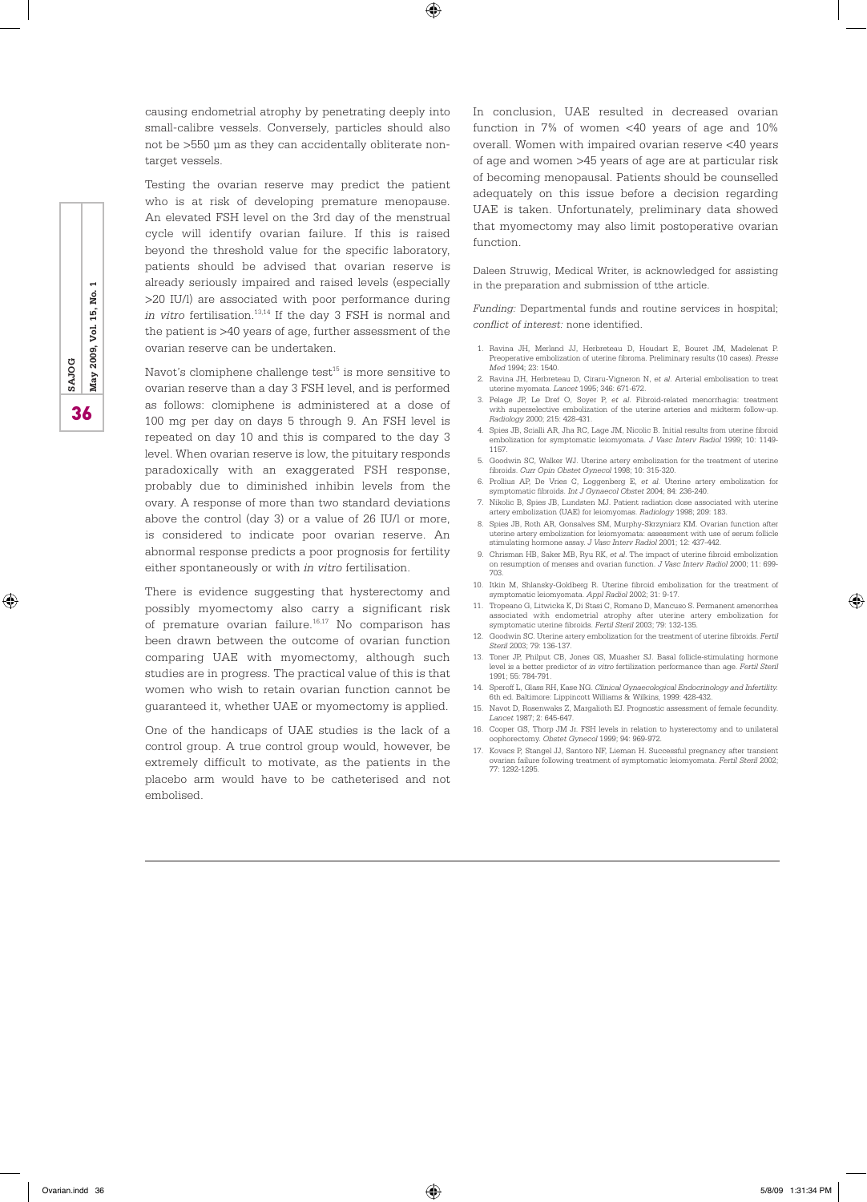causing endometrial atrophy by penetrating deeply into small-calibre vessels. Conversely, particles should also not be >550 µm as they can accidentally obliterate non-target vessels.

Testing the ovarian reserve may predict the patient who is at risk of developing premature menopause. An elevated FSH level on the 3rd day of the menstrual cycle will identify ovarian failure. If this is raised beyond the threshold value for the specific laboratory, patients should be advised that ovarian reserve is already seriously impaired and raised levels (especially >20 IU/l) are associated with poor performance during *in vitro* fertilisation.[13,14] If the day 3 FSH is normal and the patient is >40 years of age, further assessment of the ovarian reserve can be undertaken.

Navot's clomiphene challenge test[15] is more sensitive to ovarian reserve than a day 3 FSH level, and is performed as follows: clomiphene is administered at a dose of 100 mg per day on days 5 through 9. An FSH level is repeated on day 10 and this is compared to the day 3 level. When ovarian reserve is low, the pituitary responds paradoxically with an exaggerated FSH response, probably due to diminished inhibin levels from the ovary. A response of more than two standard deviations above the control (day 3) or a value of 26 IU/l or more, is considered to indicate poor ovarian reserve. An abnormal response predicts a poor prognosis for fertility either spontaneously or with *in vitro* fertilisation.

There is evidence suggesting that hysterectomy and possibly myomectomy also carry a significant risk of premature ovarian failure.[16,17] No comparison has been drawn between the outcome of ovarian function comparing UAE with myomectomy, although such studies are in progress. The practical value of this is that women who wish to retain ovarian function cannot be guaranteed it, whether UAE or myomectomy is applied.

One of the handicaps of UAE studies is the lack of a control group. A true control group would, however, be extremely difficult to motivate, as the patients in the placebo arm would have to be catheterised and not embolised.

In conclusion, UAE resulted in decreased ovarian function in 7% of women <40 years of age and 10% overall. Women with impaired ovarian reserve <40 years of age and women >45 years of age are at particular risk of becoming menopausal. Patients should be counselled adequately on this issue before a decision regarding UAE is taken. Unfortunately, preliminary data showed that myomectomy may also limit postoperative ovarian function.

Daleen Struwig, Medical Writer, is acknowledged for assisting in the preparation and submission of tthe article.

*Funding:* Departmental funds and routine services in hospital; *conflict of interest:* none identified.

1. Ravina JH, Merland JJ, Herbreteau D, Houdart E, Bouret JM, Madelenat P. Preoperative embolization of uterine fibroma. Preliminary results (10 cases). *Presse Med* 1994; 23: 1540.
2. Ravina JH, Herbreteau D, Ciraru-Vigneron N, *et al.* Arterial embolisation to treat uterine myomata. *Lancet* 1995; 346: 671-672.
3. Pelage JP, Le Dref O, Soyer P, *et al.* Fibroid-related menorrhagia: treatment with superselective embolization of the uterine arteries and midterm follow-up. *Radiology* 2000; 215: 428-431.
4. Spies JB, Scialli AR, Jha RC, Lage JM, Nicolic B. Initial results from uterine fibroid embolization for symptomatic leiomyomata. *J Vasc Interv Radiol* 1999; 10: 1149-1157.
5. Goodwin SC, Walker WJ. Uterine artery embolization for the treatment of uterine fibroids. *Curr Opin Obstet Gynecol* 1998; 10: 315-320.
6. Prollius AP, De Vries C, Loggenberg E, *et al.* Uterine artery embolization for symptomatic fibroids. *Int J Gynaecol Obstet* 2004; 84: 236-240.
7. Nikolic B, Spies JB, Lundsten MJ. Patient radiation dose associated with uterine artery embolization (UAE) for leiomyomas. *Radiology* 1998; 209: 183.
8. Spies JB, Roth AR, Gonsalves SM, Murphy-Skrzyniarz KM. Ovarian function after uterine artery embolization for leiomyomata: assessment with use of serum follicle stimulating hormone assay. *J Vasc Interv Radiol* 2001; 12: 437-442.
9. Chrisman HB, Saker MB, Ryu RK, *et al.* The impact of uterine fibroid embolization on resumption of menses and ovarian function. *J Vasc Interv Radiol* 2000; 11: 699-703.
10. Itkin M, Shlansky-Goldberg R. Uterine fibroid embolization for the treatment of symptomatic leiomyomata. *Appl Radiol* 2002; 31: 9-17.
11. Tropeano G, Litwicka K, Di Stasi C, Romano D, Mancuso S. Permanent amenorrhea associated with endometrial atrophy after uterine artery embolization for symptomatic uterine fibroids. *Fertil Steril* 2003; 79: 132-135.
12. Goodwin SC. Uterine artery embolization for the treatment of uterine fibroids. *Fertil Steril* 2003; 79: 136-137.
13. Toner JP, Philput CB, Jones GS, Muasher SJ. Basal follicle-stimulating hormone level is a better predictor of *in vitro* fertilization performance than age. *Fertil Steril* 1991; 55: 784-791.
14. Speroff L, Glass RH, Kase NG. *Clinical Gynaecological Endocrinology and Infertility.* 6th ed. Baltimore: Lippincott Williams & Wilkins, 1999: 428-432.
15. Navot D, Rosenwaks Z, Margalioth EJ. Prognostic assessment of female fecundity. *Lancet* 1987; 2: 645-647.
16. Cooper GS, Thorp JM Jr. FSH levels in relation to hysterectomy and to unilateral oophorectomy. *Obstet Gynecol* 1999; 94: 969-972.
17. Kovacs P, Stangel JJ, Santoro NF, Lieman H. Successful pregnancy after transient ovarian failure following treatment of symptomatic leiomyomata. *Fertil Steril* 2002; 77: 1292-1295.